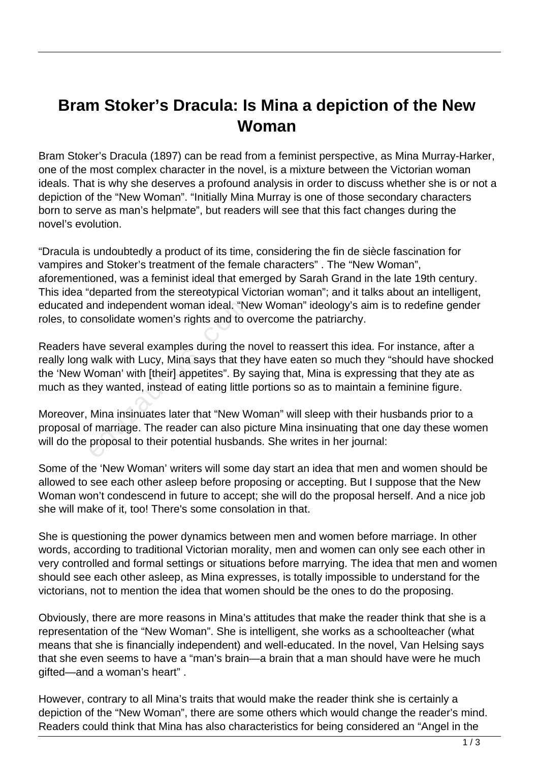# Bram Stoker's Dracula: Is Mina a depiction of the New Woman

Bram Stoker's Dracula (1897) can be read from a feminist perspective, as Mina Murray-Harker, one of the most complex character in the novel, is a mixture between the Victorian woman ideals. That is why she deserves a profound analysis in order to discuss whether she is or not a depiction of the "New Woman". "Initially Mina Murray is one of those secondary characters born to serve as man's helpmate", but readers will see that this fact changes during the novel's evolution.

"Dracula is undoubtedly a product of its time, considering the fin de siècle fascination for vampires and Stoker's treatment of the female characters" . The "New Woman", aforementioned, was a feminist ideal that emerged by Sarah Grand in the late 19th century. This idea "departed from the stereotypical Victorian woman"; and it talks about an intelligent, educated and independent woman ideal. "New Woman" ideology's aim is to redefine gender roles, to consolidate women's rights and to overcome the patriarchy.

Readers have several examples during the novel to reassert this idea. For instance, after a really long walk with Lucy, Mina says that they have eaten so much they "should have shocked the 'New Woman' with [their] appetites". By saying that, Mina is expressing that they ate as much as they wanted, instead of eating little portions so as to maintain a feminine figure.

Moreover, Mina insinuates later that "New Woman" will sleep with their husbands prior to a proposal of marriage. The reader can also picture Mina insinuating that one day these women will do the proposal to their potential husbands. She writes in her journal:

Some of the 'New Woman' writers will some day start an idea that men and women should be allowed to see each other asleep before proposing or accepting. But I suppose that the New Woman won't condescend in future to accept; she will do the proposal herself. And a nice job she will make of it, too! There's some consolation in that.

She is questioning the power dynamics between men and women before marriage. In other words, according to traditional Victorian morality, men and women can only see each other in very controlled and formal settings or situations before marrying. The idea that men and women should see each other asleep, as Mina expresses, is totally impossible to understand for the victorians, not to mention the idea that women should be the ones to do the proposing.

Obviously, there are more reasons in Mina's attitudes that make the reader think that she is a representation of the "New Woman". She is intelligent, she works as a schoolteacher (what means that she is financially independent) and well-educated. In the novel, Van Helsing says that she even seems to have a "man's brain—a brain that a man should have were he much gifted—and a woman's heart" .

However, contrary to all Mina's traits that would make the reader think she is certainly a depiction of the "New Woman", there are some others which would change the reader's mind. Readers could think that Mina has also characteristics for being considered an "Angel in the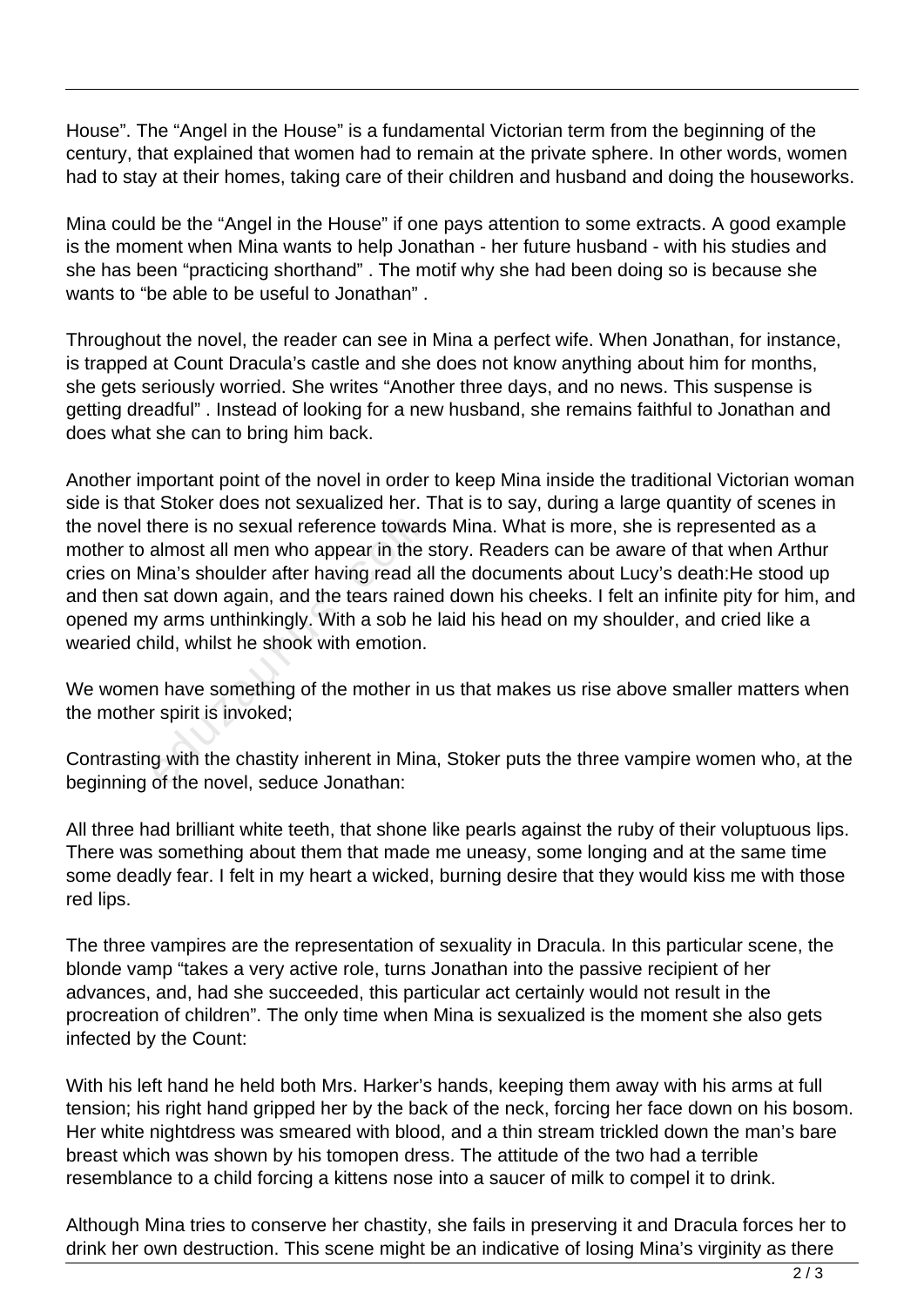House". The "Angel in the House" is a fundamental Victorian term from the beginning of the century, that explained that women had to remain at the private sphere. In other words, women had to stay at their homes, taking care of their children and husband and doing the houseworks.

Mina could be the "Angel in the House" if one pays attention to some extracts. A good example is the moment when Mina wants to help Jonathan - her future husband - with his studies and she has been "practicing shorthand" . The motif why she had been doing so is because she wants to "be able to be useful to Jonathan" .

Throughout the novel, the reader can see in Mina a perfect wife. When Jonathan, for instance, is trapped at Count Dracula's castle and she does not know anything about him for months, she gets seriously worried. She writes "Another three days, and no news. This suspense is getting dreadful" . Instead of looking for a new husband, she remains faithful to Jonathan and does what she can to bring him back.

Another important point of the novel in order to keep Mina inside the traditional Victorian woman side is that Stoker does not sexualized her. That is to say, during a large quantity of scenes in the novel there is no sexual reference towards Mina. What is more, she is represented as a mother to almost all men who appear in the story. Readers can be aware of that when Arthur cries on Mina's shoulder after having read all the documents about Lucy's death:He stood up and then sat down again, and the tears rained down his cheeks. I felt an infinite pity for him, and opened my arms unthinkingly. With a sob he laid his head on my shoulder, and cried like a wearied child, whilst he shook with emotion.

We women have something of the mother in us that makes us rise above smaller matters when the mother spirit is invoked;

Contrasting with the chastity inherent in Mina, Stoker puts the three vampire women who, at the beginning of the novel, seduce Jonathan:

All three had brilliant white teeth, that shone like pearls against the ruby of their voluptuous lips. There was something about them that made me uneasy, some longing and at the same time some deadly fear. I felt in my heart a wicked, burning desire that they would kiss me with those red lips.

The three vampires are the representation of sexuality in Dracula. In this particular scene, the blonde vamp "takes a very active role, turns Jonathan into the passive recipient of her advances, and, had she succeeded, this particular act certainly would not result in the procreation of children". The only time when Mina is sexualized is the moment she also gets infected by the Count:

With his left hand he held both Mrs. Harker's hands, keeping them away with his arms at full tension; his right hand gripped her by the back of the neck, forcing her face down on his bosom. Her white nightdress was smeared with blood, and a thin stream trickled down the man's bare breast which was shown by his tomopen dress. The attitude of the two had a terrible resemblance to a child forcing a kittens nose into a saucer of milk to compel it to drink.

Although Mina tries to conserve her chastity, she fails in preserving it and Dracula forces her to drink her own destruction. This scene might be an indicative of losing Mina's virginity as there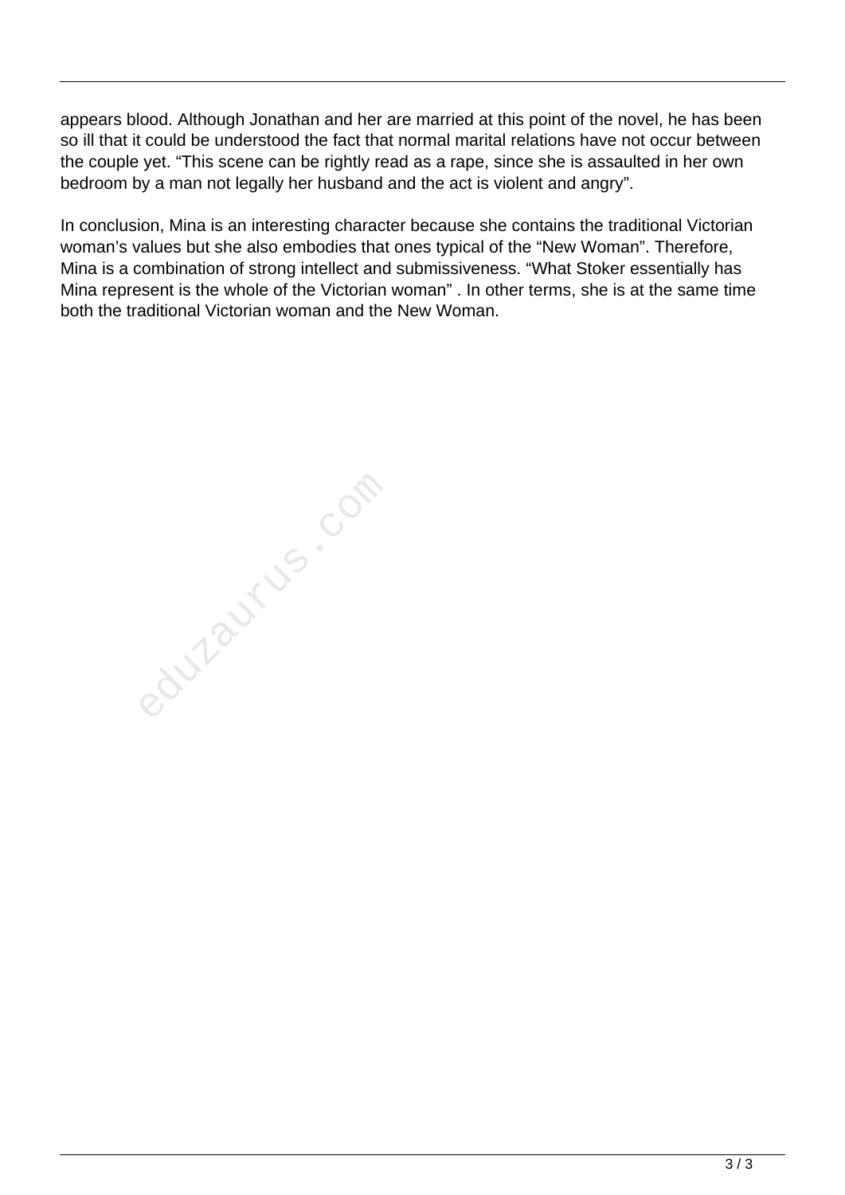appears blood. Although Jonathan and her are married at this point of the novel, he has been so ill that it could be understood the fact that normal marital relations have not occur between the couple yet. "This scene can be rightly read as a rape, since she is assaulted in her own bedroom by a man not legally her husband and the act is violent and angry".

In conclusion, Mina is an interesting character because she contains the traditional Victorian woman's values but she also embodies that ones typical of the "New Woman". Therefore, Mina is a combination of strong intellect and submissiveness. "What Stoker essentially has Mina represent is the whole of the Victorian woman" . In other terms, she is at the same time both the traditional Victorian woman and the New Woman.